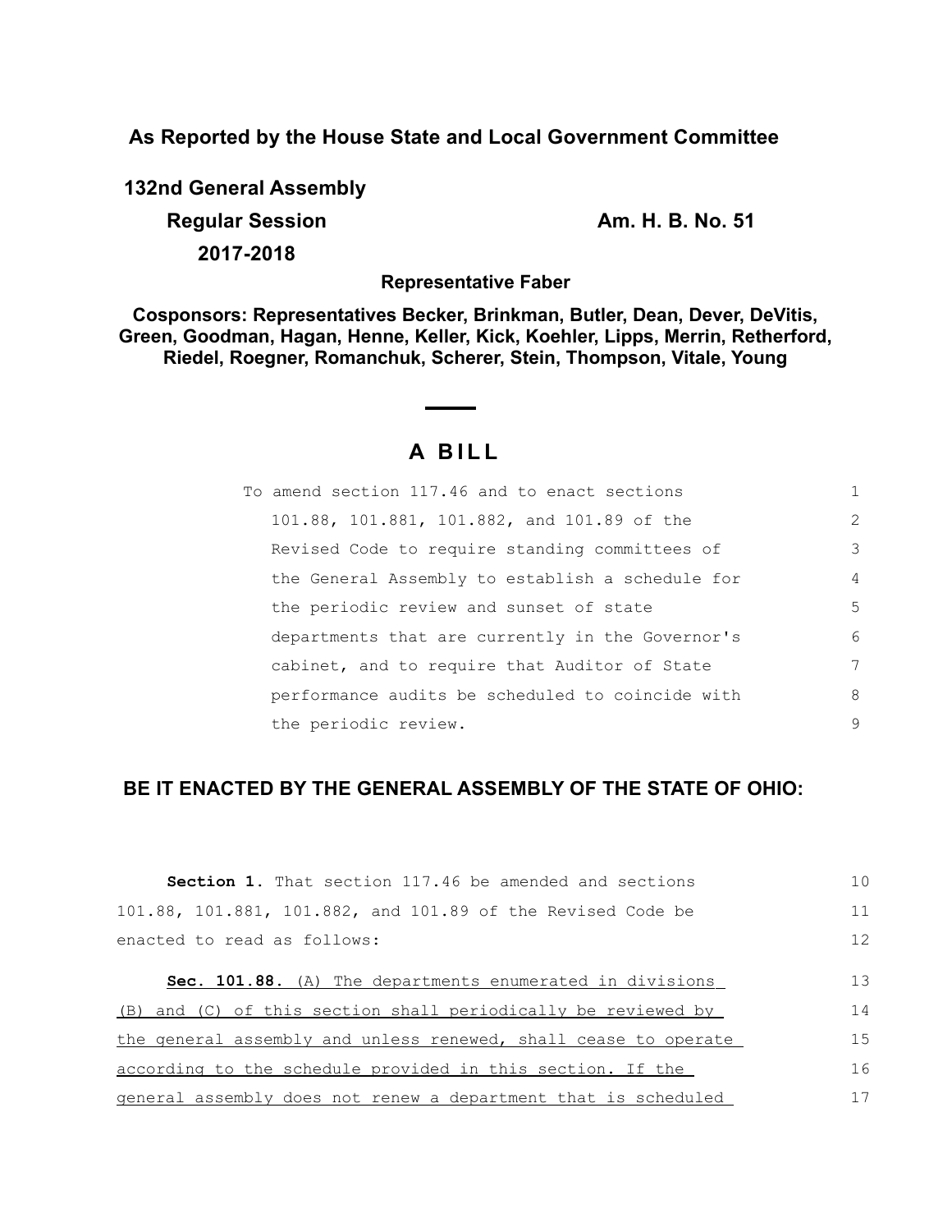**As Reported by the House State and Local Government Committee**

**132nd General Assembly**

**Regular Session** **Am. H. B. No. 51**

**2017-2018**

**Representative Faber**

**Cosponsors: Representatives Becker, Brinkman, Butler, Dean, Dever, DeVitis, Green, Goodman, Hagan, Henne, Keller, Kick, Koehler, Lipps, Merrin, Retherford, Riedel, Roegner, Romanchuk, Scherer, Stein, Thompson, Vitale, Young**

# A BILL

To amend section 117.46 and to enact sections 101.88, 101.881, 101.882, and 101.89 of the Revised Code to require standing committees of the General Assembly to establish a schedule for the periodic review and sunset of state departments that are currently in the Governor's cabinet, and to require that Auditor of State performance audits be scheduled to coincide with the periodic review.

## BE IT ENACTED BY THE GENERAL ASSEMBLY OF THE STATE OF OHIO:

**Section 1.** That section 117.46 be amended and sections 101.88, 101.881, 101.882, and 101.89 of the Revised Code be enacted to read as follows:

**Sec. 101.88.** (A) The departments enumerated in divisions (B) and (C) of this section shall periodically be reviewed by the general assembly and unless renewed, shall cease to operate according to the schedule provided in this section. If the general assembly does not renew a department that is scheduled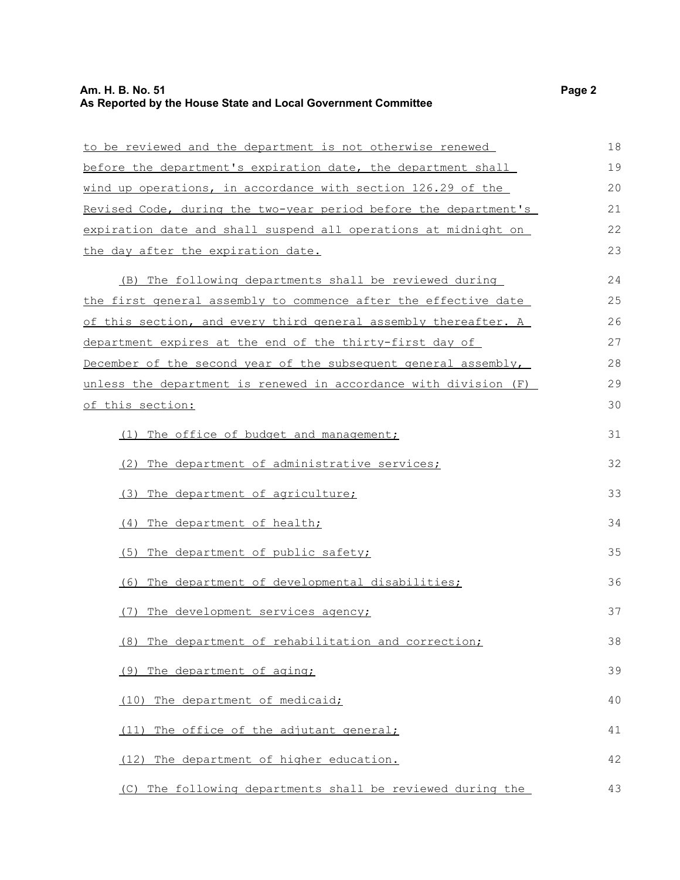to be reviewed and the department is not otherwise renewed before the department's expiration date, the department shall wind up operations, in accordance with section 126.29 of the Revised Code, during the two-year period before the department's expiration date and shall suspend all operations at midnight on the day after the expiration date.

(B) The following departments shall be reviewed during the first general assembly to commence after the effective date of this section, and every third general assembly thereafter. A department expires at the end of the thirty-first day of December of the second year of the subsequent general assembly, unless the department is renewed in accordance with division (F) of this section:

(1) The office of budget and management;

(2) The department of administrative services;

(3) The department of agriculture;

(4) The department of health;

(5) The department of public safety;

(6) The department of developmental disabilities;

(7) The development services agency;

(8) The department of rehabilitation and correction;

(9) The department of aging;

(10) The department of medicaid;

(11) The office of the adjutant general;

(12) The department of higher education.

(C) The following departments shall be reviewed during the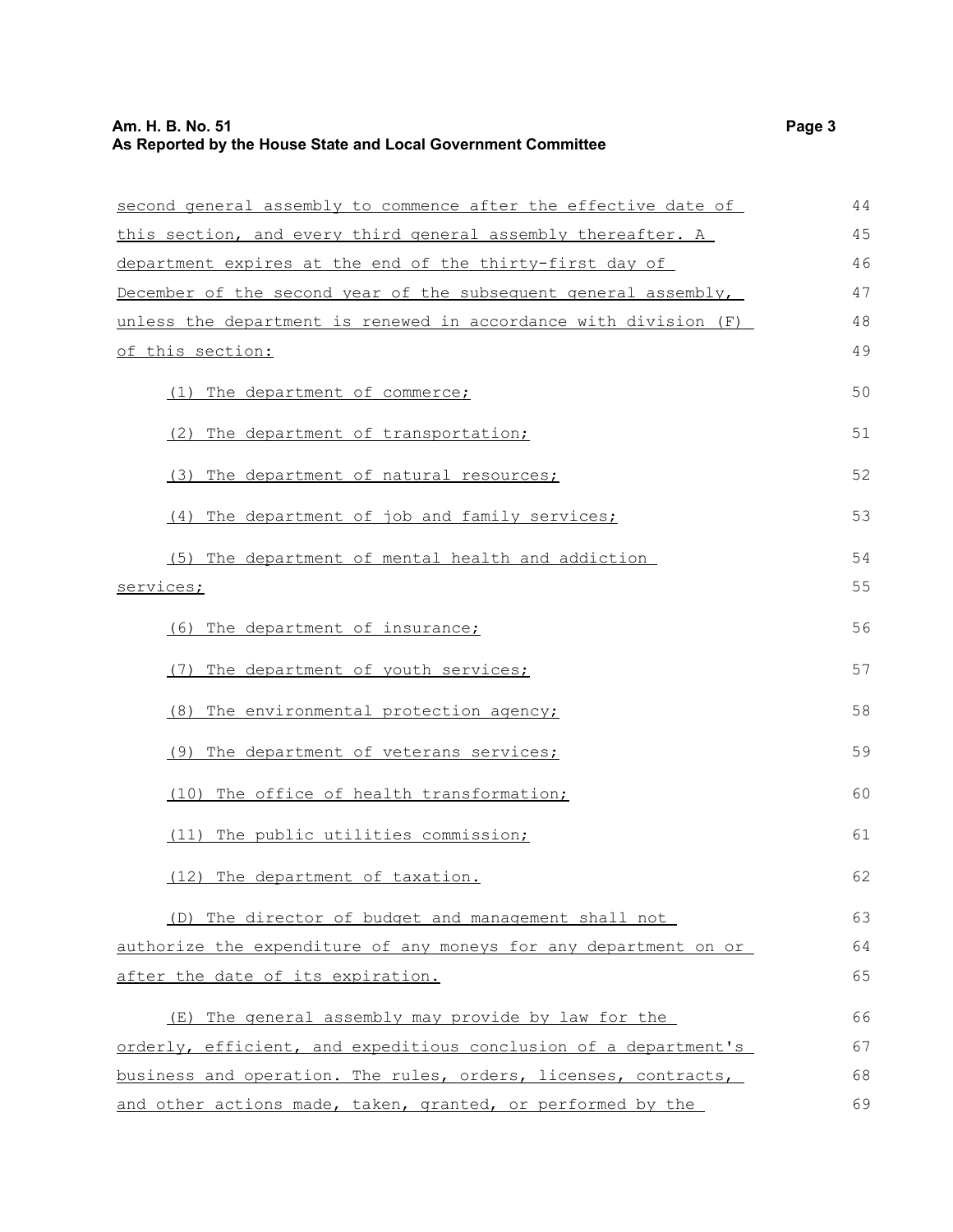second general assembly to commence after the effective date of this section, and every third general assembly thereafter. A department expires at the end of the thirty-first day of December of the second year of the subsequent general assembly, unless the department is renewed in accordance with division (F) of this section:

(1) The department of commerce;

(2) The department of transportation;

(3) The department of natural resources;

(4) The department of job and family services;

(5) The department of mental health and addiction services;

(6) The department of insurance;

(7) The department of youth services;

(8) The environmental protection agency;

(9) The department of veterans services;

(10) The office of health transformation;

(11) The public utilities commission;

(12) The department of taxation.

(D) The director of budget and management shall not authorize the expenditure of any moneys for any department on or after the date of its expiration.

(E) The general assembly may provide by law for the orderly, efficient, and expeditious conclusion of a department's business and operation. The rules, orders, licenses, contracts, and other actions made, taken, granted, or performed by the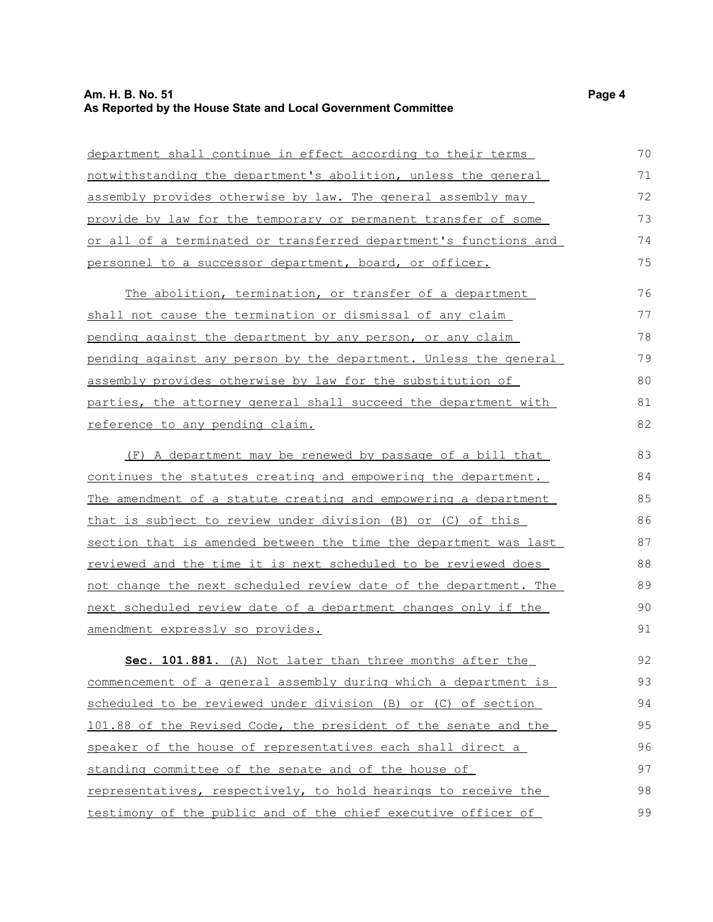department shall continue in effect according to their terms notwithstanding the department's abolition, unless the general assembly provides otherwise by law. The general assembly may provide by law for the temporary or permanent transfer of some or all of a terminated or transferred department's functions and personnel to a successor department, board, or officer.

The abolition, termination, or transfer of a department shall not cause the termination or dismissal of any claim pending against the department by any person, or any claim pending against any person by the department. Unless the general assembly provides otherwise by law for the substitution of parties, the attorney general shall succeed the department with reference to any pending claim.

(F) A department may be renewed by passage of a bill that continues the statutes creating and empowering the department. The amendment of a statute creating and empowering a department that is subject to review under division (B) or (C) of this section that is amended between the time the department was last reviewed and the time it is next scheduled to be reviewed does not change the next scheduled review date of the department. The next scheduled review date of a department changes only if the amendment expressly so provides.

**Sec. 101.881.** (A) Not later than three months after the commencement of a general assembly during which a department is scheduled to be reviewed under division (B) or (C) of section 101.88 of the Revised Code, the president of the senate and the speaker of the house of representatives each shall direct a standing committee of the senate and of the house of representatives, respectively, to hold hearings to receive the testimony of the public and of the chief executive officer of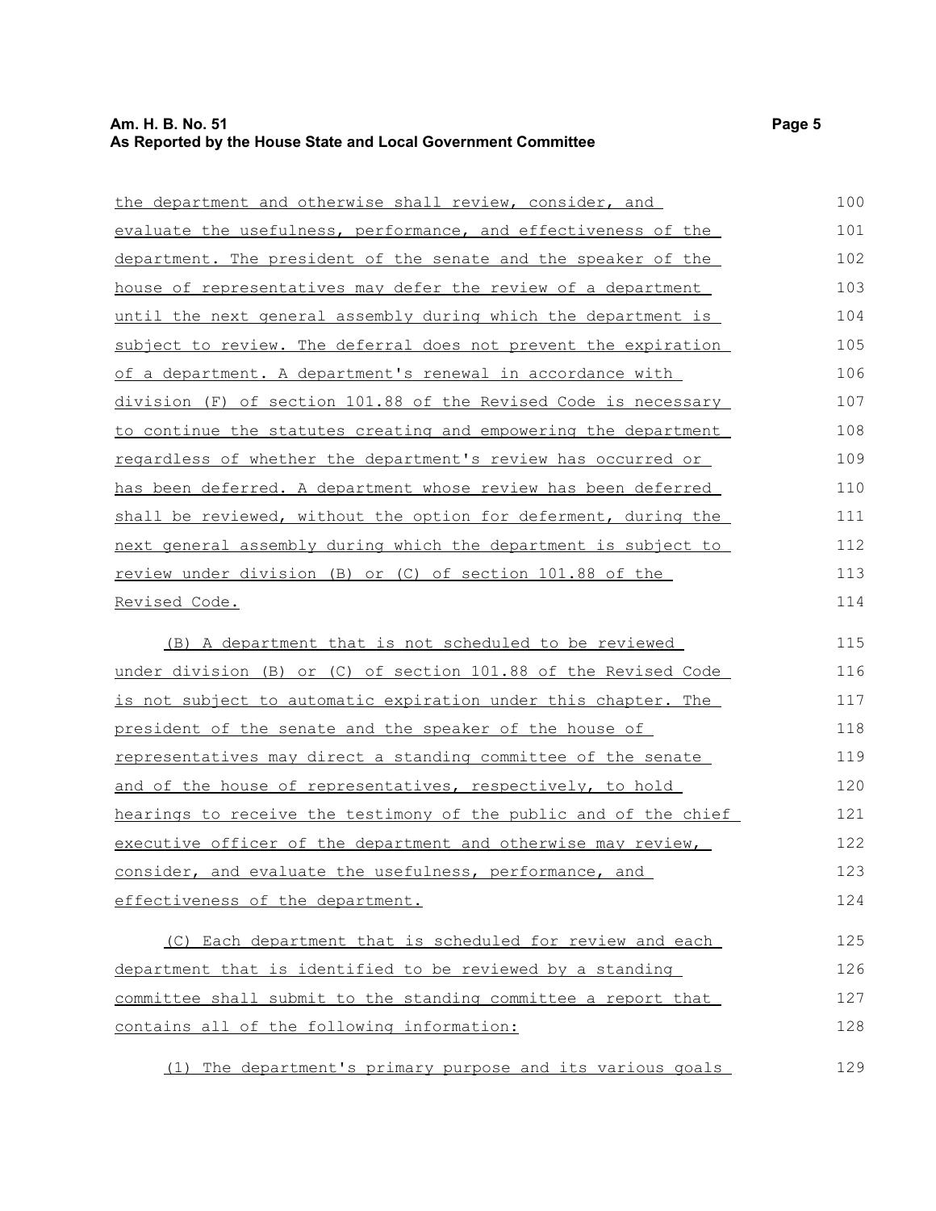the department and otherwise shall review, consider, and evaluate the usefulness, performance, and effectiveness of the department. The president of the senate and the speaker of the house of representatives may defer the review of a department until the next general assembly during which the department is subject to review. The deferral does not prevent the expiration of a department. A department's renewal in accordance with division (F) of section 101.88 of the Revised Code is necessary to continue the statutes creating and empowering the department regardless of whether the department's review has occurred or has been deferred. A department whose review has been deferred shall be reviewed, without the option for deferment, during the next general assembly during which the department is subject to review under division (B) or (C) of section 101.88 of the Revised Code.

(B) A department that is not scheduled to be reviewed under division (B) or (C) of section 101.88 of the Revised Code is not subject to automatic expiration under this chapter. The president of the senate and the speaker of the house of representatives may direct a standing committee of the senate and of the house of representatives, respectively, to hold hearings to receive the testimony of the public and of the chief executive officer of the department and otherwise may review, consider, and evaluate the usefulness, performance, and effectiveness of the department.

(C) Each department that is scheduled for review and each department that is identified to be reviewed by a standing committee shall submit to the standing committee a report that contains all of the following information:

(1) The department's primary purpose and its various goals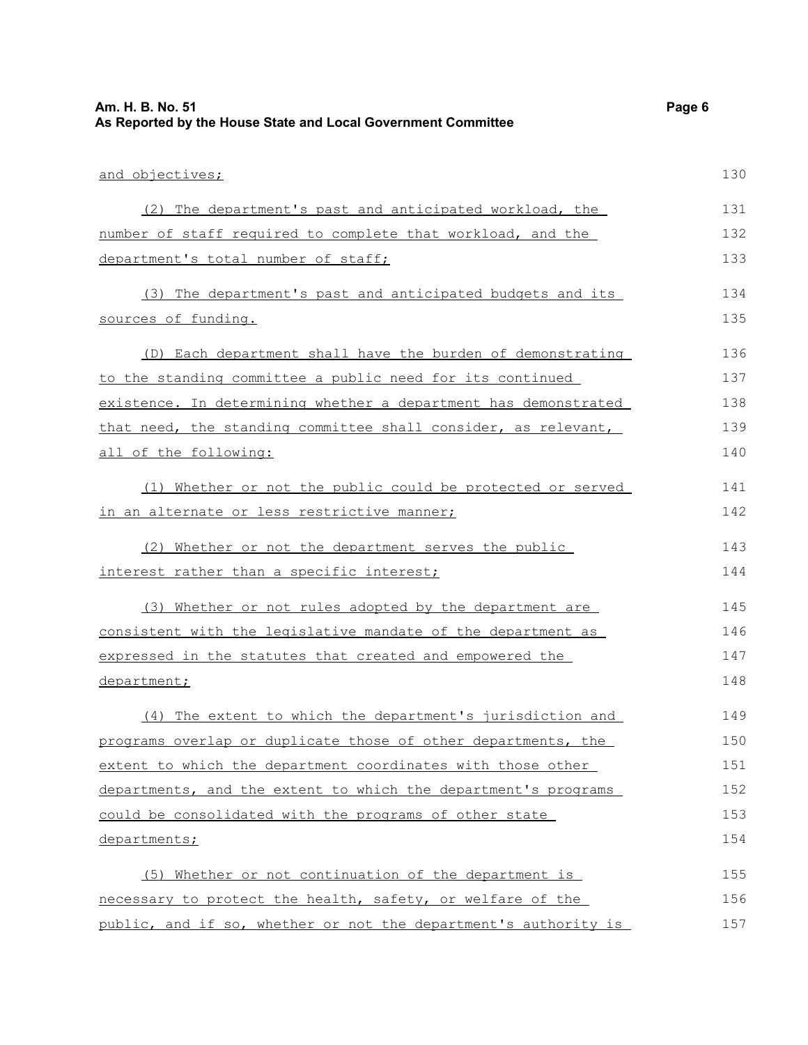and objectives;

(2) The department's past and anticipated workload, the number of staff required to complete that workload, and the department's total number of staff;

(3) The department's past and anticipated budgets and its sources of funding.

(D) Each department shall have the burden of demonstrating to the standing committee a public need for its continued existence. In determining whether a department has demonstrated that need, the standing committee shall consider, as relevant, all of the following:

(1) Whether or not the public could be protected or served in an alternate or less restrictive manner;

(2) Whether or not the department serves the public interest rather than a specific interest;

(3) Whether or not rules adopted by the department are consistent with the legislative mandate of the department as expressed in the statutes that created and empowered the department;

(4) The extent to which the department's jurisdiction and programs overlap or duplicate those of other departments, the extent to which the department coordinates with those other departments, and the extent to which the department's programs could be consolidated with the programs of other state departments;

(5) Whether or not continuation of the department is necessary to protect the health, safety, or welfare of the public, and if so, whether or not the department's authority is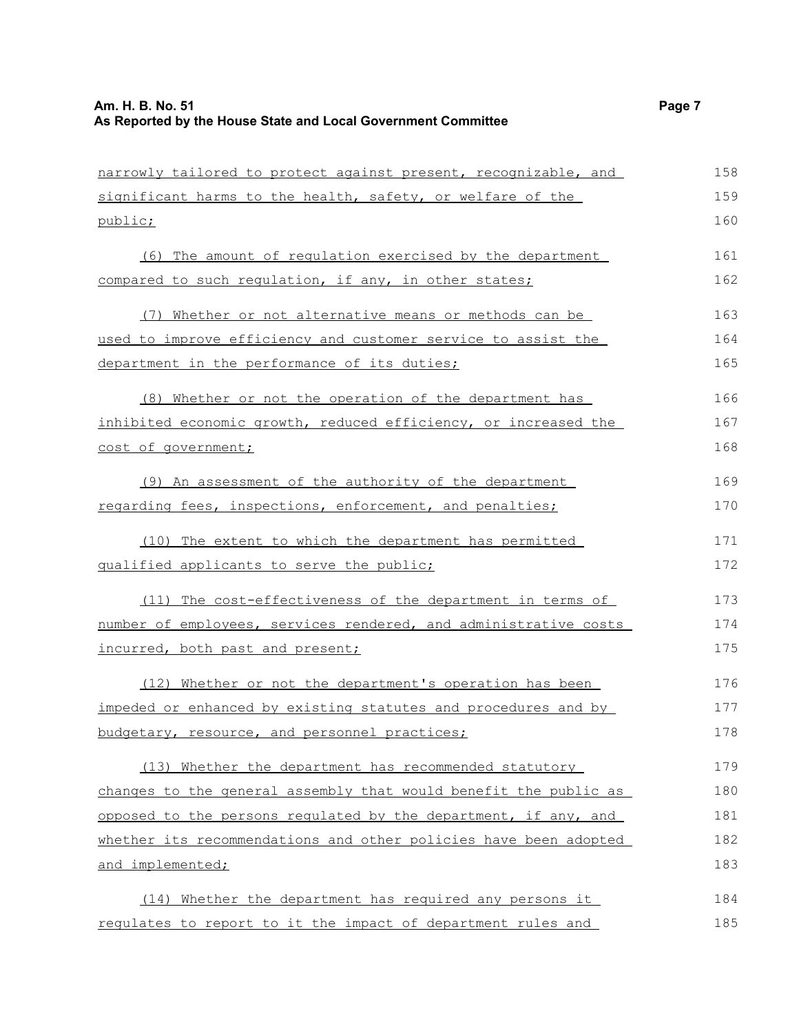narrowly tailored to protect against present, recognizable, and significant harms to the health, safety, or welfare of the public;

(6) The amount of regulation exercised by the department compared to such regulation, if any, in other states;

(7) Whether or not alternative means or methods can be used to improve efficiency and customer service to assist the department in the performance of its duties;

(8) Whether or not the operation of the department has inhibited economic growth, reduced efficiency, or increased the cost of government;

(9) An assessment of the authority of the department regarding fees, inspections, enforcement, and penalties;

(10) The extent to which the department has permitted qualified applicants to serve the public;

(11) The cost-effectiveness of the department in terms of number of employees, services rendered, and administrative costs incurred, both past and present;

(12) Whether or not the department's operation has been impeded or enhanced by existing statutes and procedures and by budgetary, resource, and personnel practices;

(13) Whether the department has recommended statutory changes to the general assembly that would benefit the public as opposed to the persons regulated by the department, if any, and whether its recommendations and other policies have been adopted and implemented;

(14) Whether the department has required any persons it regulates to report to it the impact of department rules and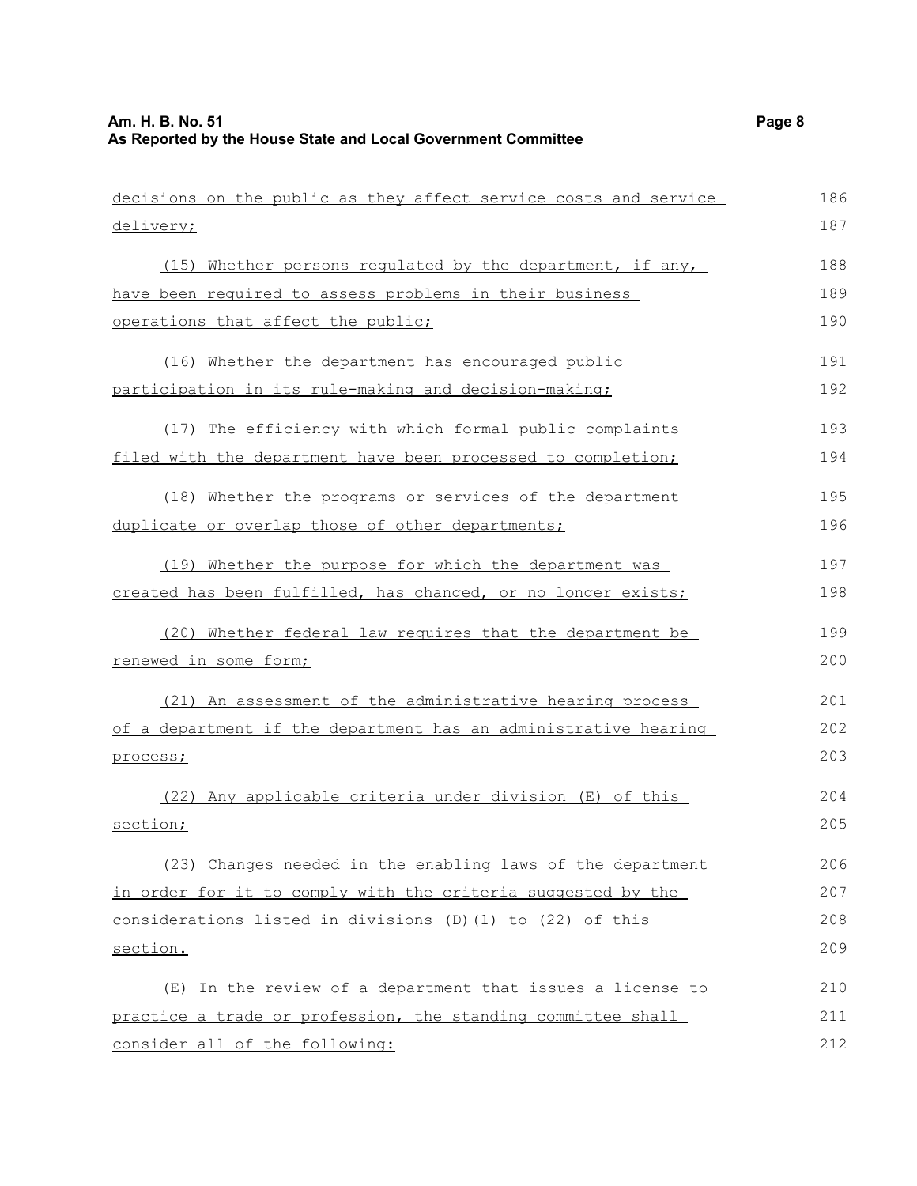decisions on the public as they affect service costs and service delivery;

(15) Whether persons regulated by the department, if any, have been required to assess problems in their business operations that affect the public;

(16) Whether the department has encouraged public participation in its rule-making and decision-making;

(17) The efficiency with which formal public complaints filed with the department have been processed to completion;

(18) Whether the programs or services of the department duplicate or overlap those of other departments;

(19) Whether the purpose for which the department was created has been fulfilled, has changed, or no longer exists;

(20) Whether federal law requires that the department be renewed in some form;

(21) An assessment of the administrative hearing process of a department if the department has an administrative hearing process;

(22) Any applicable criteria under division (E) of this section;

(23) Changes needed in the enabling laws of the department in order for it to comply with the criteria suggested by the considerations listed in divisions (D)(1) to (22) of this section.

(E) In the review of a department that issues a license to practice a trade or profession, the standing committee shall consider all of the following: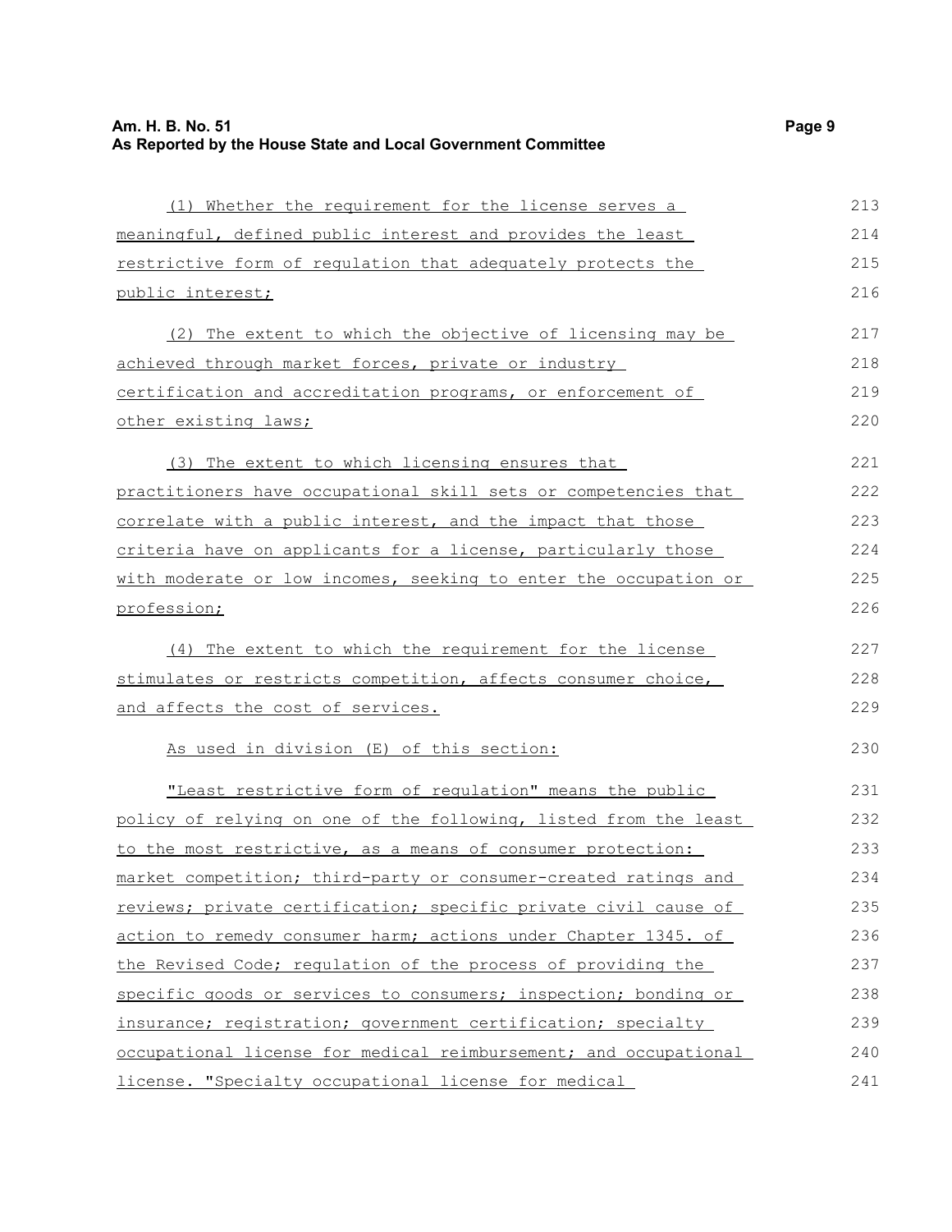(1) Whether the requirement for the license serves a meaningful, defined public interest and provides the least restrictive form of regulation that adequately protects the public interest;

(2) The extent to which the objective of licensing may be achieved through market forces, private or industry certification and accreditation programs, or enforcement of other existing laws;

(3) The extent to which licensing ensures that practitioners have occupational skill sets or competencies that correlate with a public interest, and the impact that those criteria have on applicants for a license, particularly those with moderate or low incomes, seeking to enter the occupation or profession;

(4) The extent to which the requirement for the license stimulates or restricts competition, affects consumer choice, and affects the cost of services.

As used in division (E) of this section:

"Least restrictive form of regulation" means the public policy of relying on one of the following, listed from the least to the most restrictive, as a means of consumer protection: market competition; third-party or consumer-created ratings and reviews; private certification; specific private civil cause of action to remedy consumer harm; actions under Chapter 1345. of the Revised Code; regulation of the process of providing the specific goods or services to consumers; inspection; bonding or insurance; registration; government certification; specialty occupational license for medical reimbursement; and occupational license. "Specialty occupational license for medical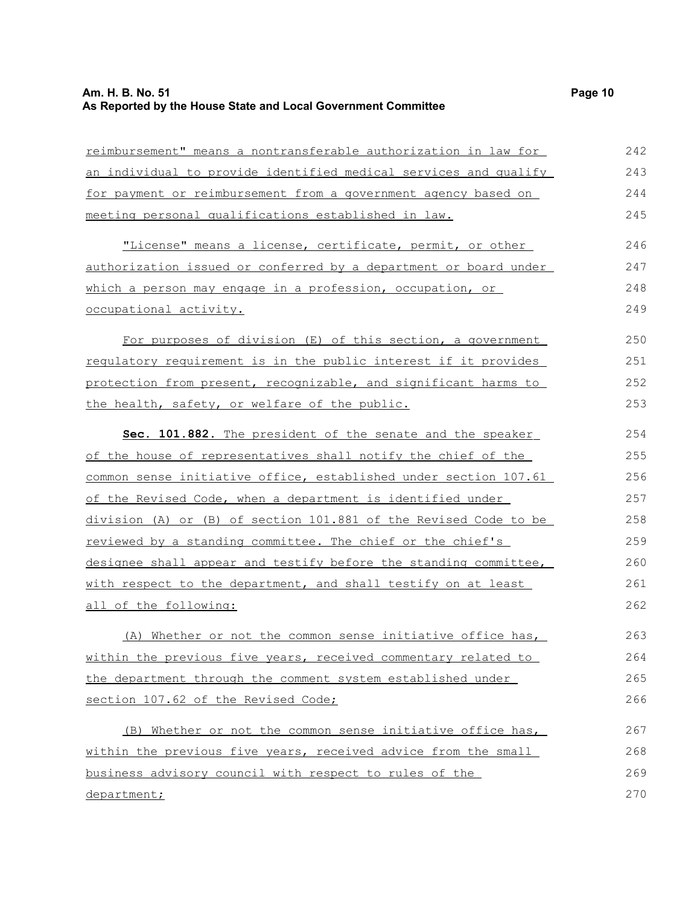reimbursement" means a nontransferable authorization in law for an individual to provide identified medical services and qualify for payment or reimbursement from a government agency based on meeting personal qualifications established in law.

"License" means a license, certificate, permit, or other authorization issued or conferred by a department or board under which a person may engage in a profession, occupation, or occupational activity.

For purposes of division (E) of this section, a government regulatory requirement is in the public interest if it provides protection from present, recognizable, and significant harms to the health, safety, or welfare of the public.

**Sec. 101.882.** The president of the senate and the speaker of the house of representatives shall notify the chief of the common sense initiative office, established under section 107.61 of the Revised Code, when a department is identified under division (A) or (B) of section 101.881 of the Revised Code to be reviewed by a standing committee. The chief or the chief's designee shall appear and testify before the standing committee, with respect to the department, and shall testify on at least all of the following:

(A) Whether or not the common sense initiative office has, within the previous five years, received commentary related to the department through the comment system established under section 107.62 of the Revised Code;

(B) Whether or not the common sense initiative office has, within the previous five years, received advice from the small business advisory council with respect to rules of the department;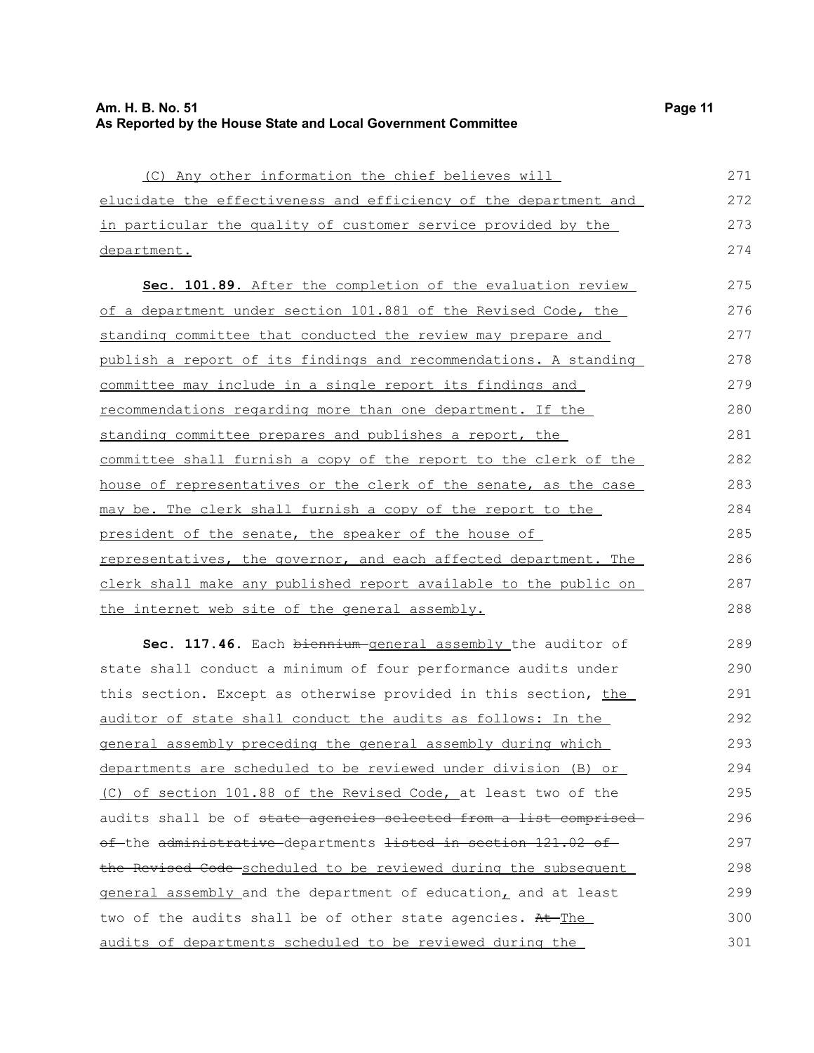(C) Any other information the chief believes will elucidate the effectiveness and efficiency of the department and in particular the quality of customer service provided by the department.

**Sec. 101.89.** After the completion of the evaluation review of a department under section 101.881 of the Revised Code, the standing committee that conducted the review may prepare and publish a report of its findings and recommendations. A standing committee may include in a single report its findings and recommendations regarding more than one department. If the standing committee prepares and publishes a report, the committee shall furnish a copy of the report to the clerk of the house of representatives or the clerk of the senate, as the case may be. The clerk shall furnish a copy of the report to the president of the senate, the speaker of the house of representatives, the governor, and each affected department. The clerk shall make any published report available to the public on the internet web site of the general assembly.

**Sec. 117.46.** Each ~~biennium~~ general assembly the auditor of state shall conduct a minimum of four performance audits under this section. Except as otherwise provided in this section, the auditor of state shall conduct the audits as follows: In the general assembly preceding the general assembly during which departments are scheduled to be reviewed under division (B) or (C) of section 101.88 of the Revised Code, at least two of the audits shall be of ~~state agencies selected from a list comprised of~~ the ~~administrative~~ departments ~~listed in section 121.02 of the Revised Code~~ scheduled to be reviewed during the subsequent general assembly and the department of education, and at least two of the audits shall be of other state agencies. ~~At~~ The audits of departments scheduled to be reviewed during the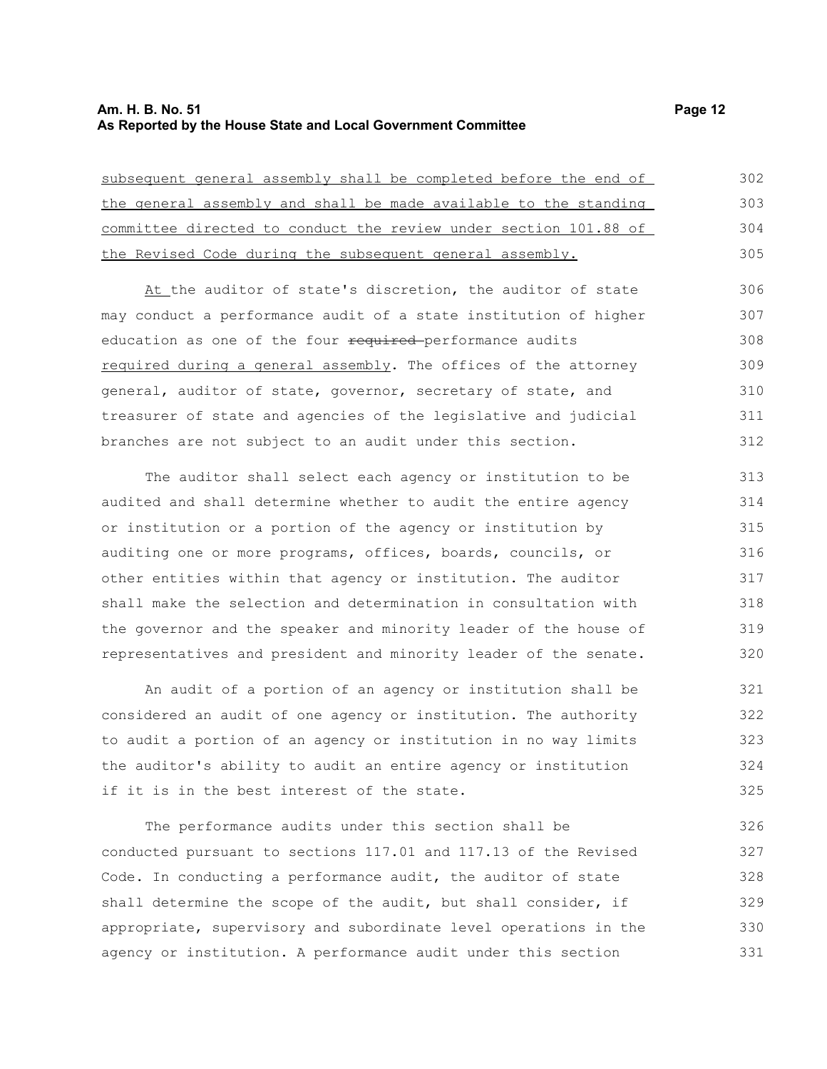subsequent general assembly shall be completed before the end of the general assembly and shall be made available to the standing committee directed to conduct the review under section 101.88 of the Revised Code during the subsequent general assembly.

At the auditor of state's discretion, the auditor of state may conduct a performance audit of a state institution of higher education as one of the four ~~required~~ performance audits required during a general assembly. The offices of the attorney general, auditor of state, governor, secretary of state, and treasurer of state and agencies of the legislative and judicial branches are not subject to an audit under this section.

The auditor shall select each agency or institution to be audited and shall determine whether to audit the entire agency or institution or a portion of the agency or institution by auditing one or more programs, offices, boards, councils, or other entities within that agency or institution. The auditor shall make the selection and determination in consultation with the governor and the speaker and minority leader of the house of representatives and president and minority leader of the senate.

An audit of a portion of an agency or institution shall be considered an audit of one agency or institution. The authority to audit a portion of an agency or institution in no way limits the auditor's ability to audit an entire agency or institution if it is in the best interest of the state.

The performance audits under this section shall be conducted pursuant to sections 117.01 and 117.13 of the Revised Code. In conducting a performance audit, the auditor of state shall determine the scope of the audit, but shall consider, if appropriate, supervisory and subordinate level operations in the agency or institution. A performance audit under this section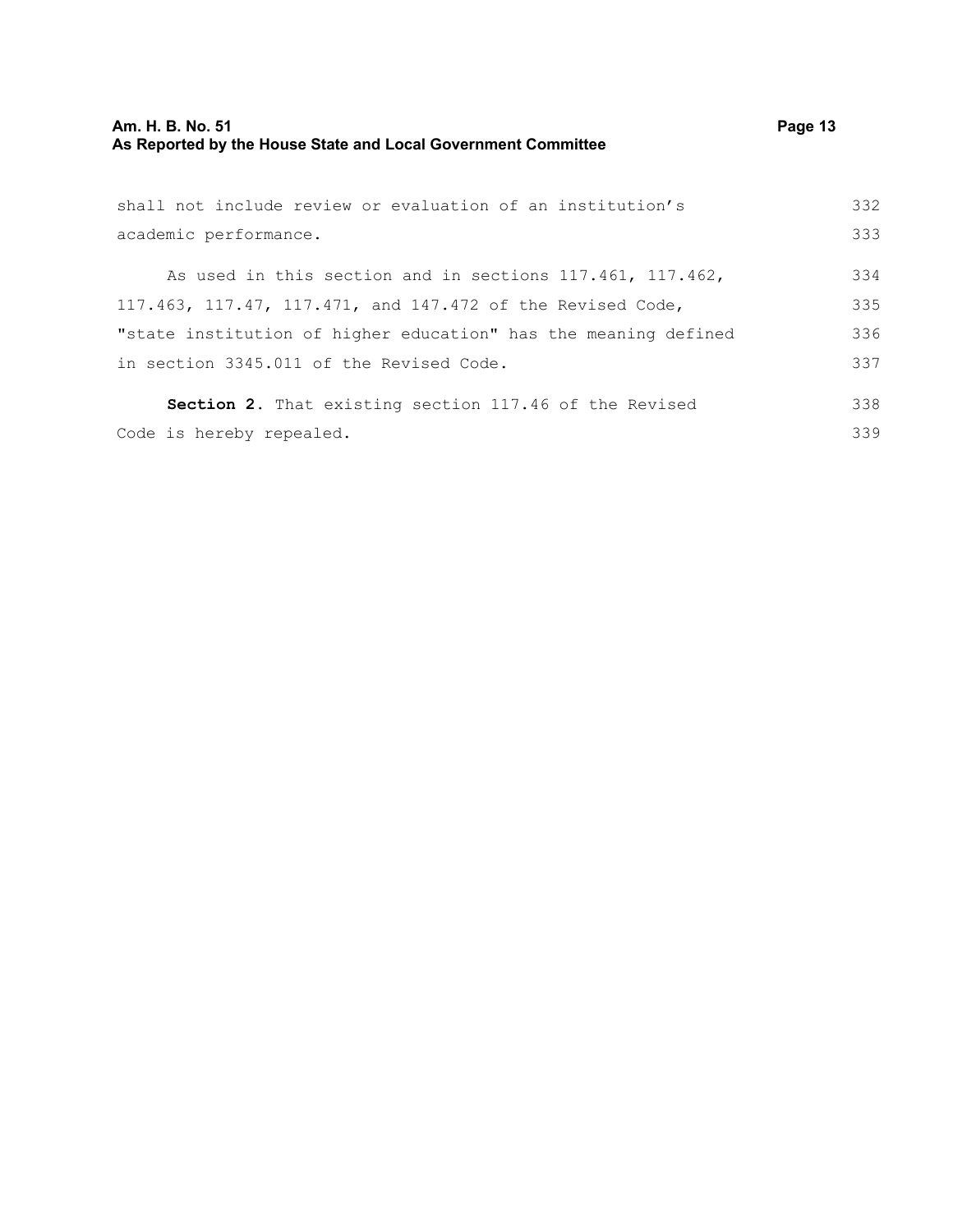shall not include review or evaluation of an institution's academic performance.

As used in this section and in sections 117.461, 117.462, 117.463, 117.47, 117.471, and 147.472 of the Revised Code, "state institution of higher education" has the meaning defined in section 3345.011 of the Revised Code.

**Section 2.** That existing section 117.46 of the Revised Code is hereby repealed.